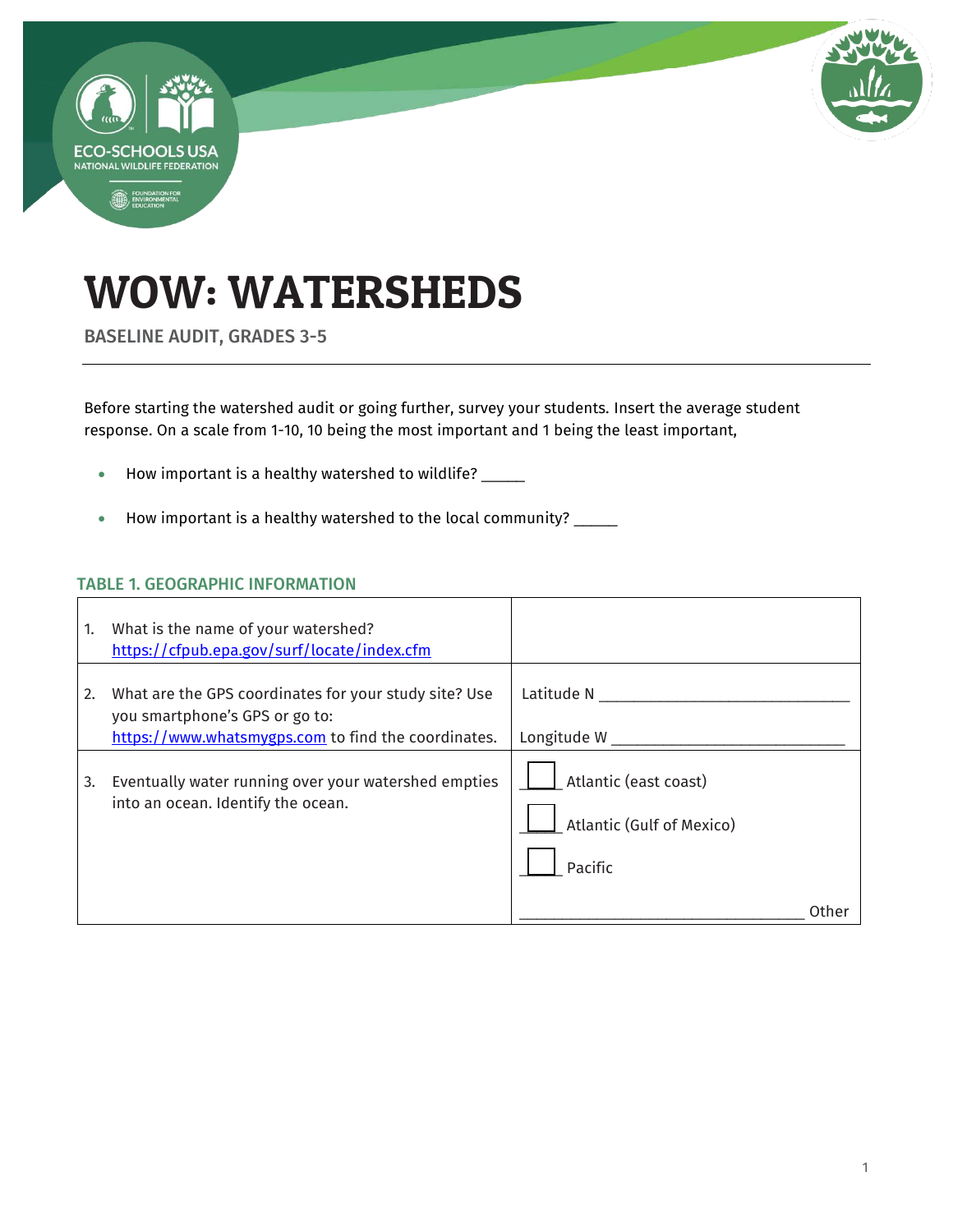# WOW: WATERSHEDS

BASELINE AUDIT, GRADES 3-5

Before starting the watershed audit or going further, survey your students. Insert the average student response. On a scale from 1-10, 10 being the most important and 1 being the least important,

- How important is a healthy watershed to wildlife? _____
- How important is a healthy watershed to the local community? _____

### TABLE 1. GEOGRAPHIC INFORMATION

| | |
|---|---|
| 1. What is the name of your watershed? https://cfpub.epa.gov/surf/locate/index.cfm | |
| 2. What are the GPS coordinates for your study site? Use you smartphone's GPS or go to: https://www.whatsmygps.com to find the coordinates. | Latitude N ____________________________<br>Longitude W __________________________ |
| 3. Eventually water running over your watershed empties into an ocean. Identify the ocean. | ☐ Atlantic (east coast)<br>☐ Atlantic (Gulf of Mexico)<br>☐ Pacific<br>________________________________ Other |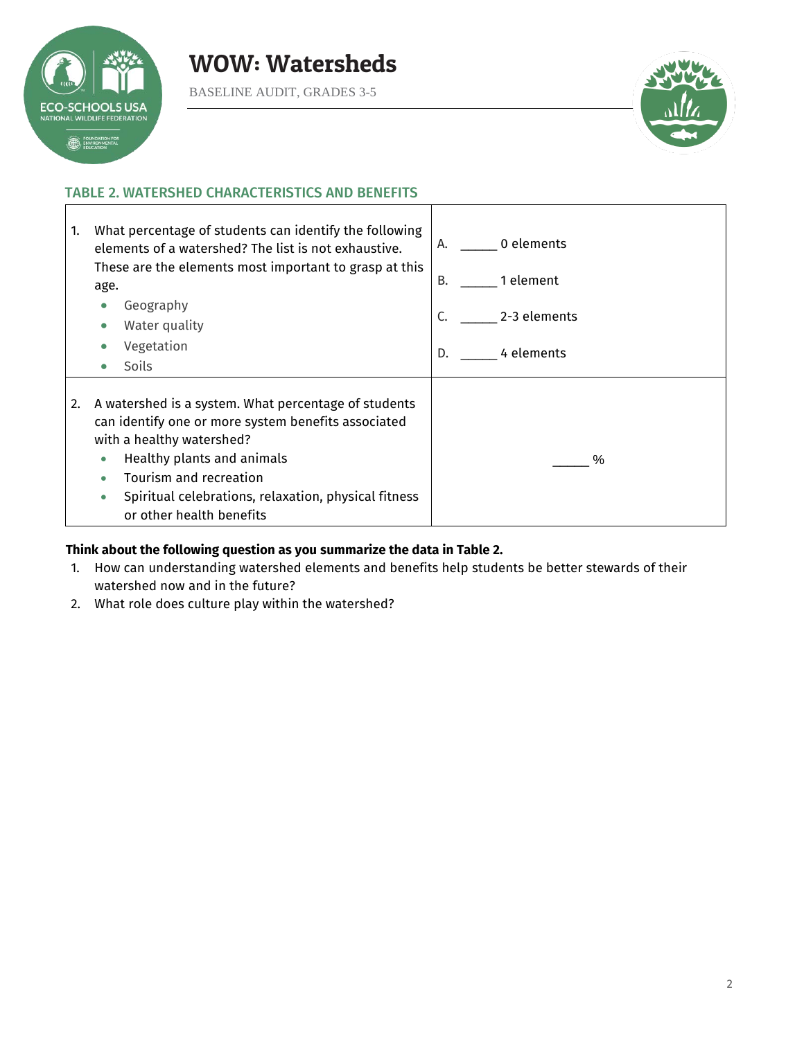## TABLE 2. WATERSHED CHARACTERISTICS AND BENEFITS

| | |
|---|---|
| 1. What percentage of students can identify the following elements of a watershed? The list is not exhaustive. These are the elements most important to grasp at this age.<br>• Geography<br>• Water quality<br>• Vegetation<br>• Soils | A. ______ 0 elements<br>B. ______ 1 element<br>C. ______ 2-3 elements<br>D. ______ 4 elements |
| 2. A watershed is a system. What percentage of students can identify one or more system benefits associated with a healthy watershed?<br>• Healthy plants and animals<br>• Tourism and recreation<br>• Spiritual celebrations, relaxation, physical fitness or other health benefits | ______ % |

**Think about the following question as you summarize the data in Table 2.**

1. How can understanding watershed elements and benefits help students be better stewards of their watershed now and in the future?
2. What role does culture play within the watershed?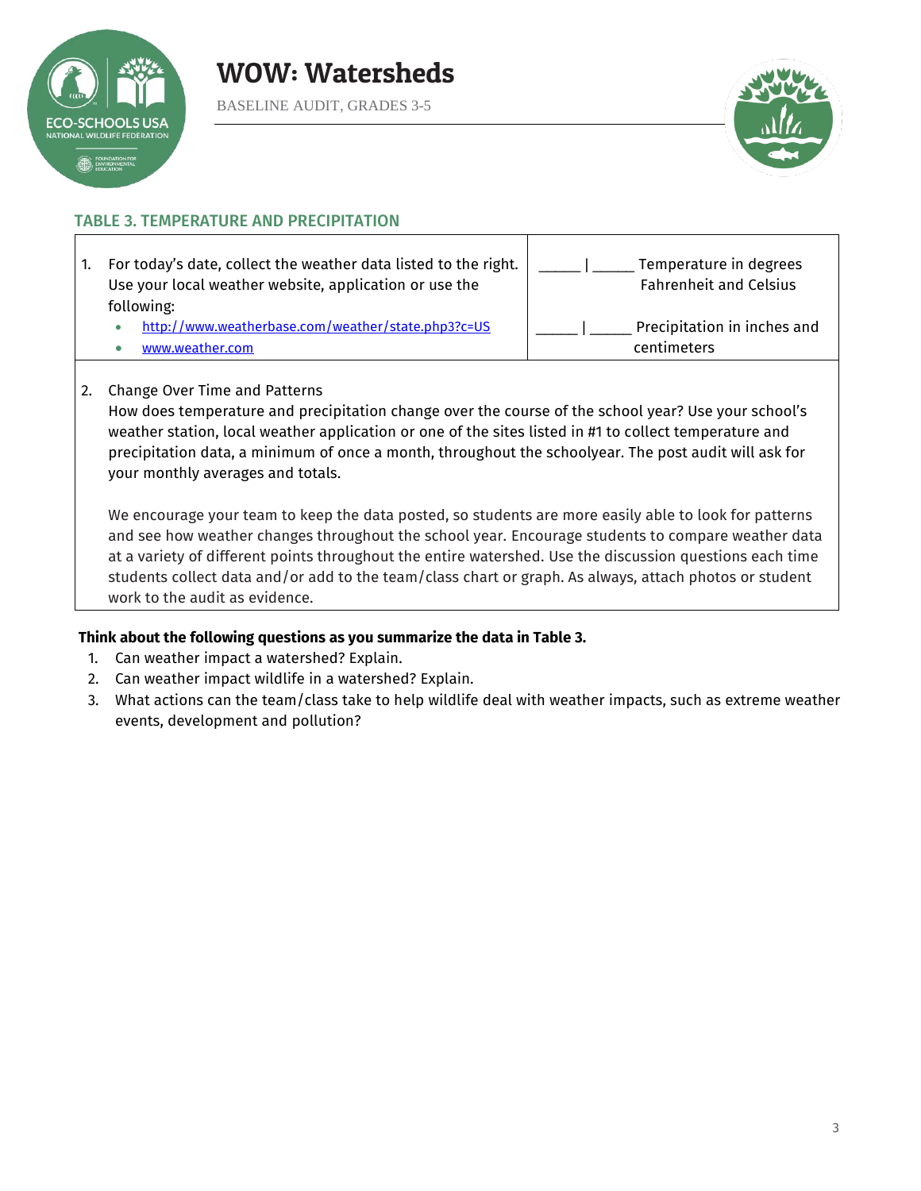## TABLE 3. TEMPERATURE AND PRECIPITATION

| | |
|---|---|
| 1. For today's date, collect the weather data listed to the right. Use your local weather website, application or use the following:<br>• http://www.weatherbase.com/weather/state.php3?c=US<br>• www.weather.com | _____ \| _____ Temperature in degrees Fahrenheit and Celsius<br><br>_____ \| _____ Precipitation in inches and centimeters |
| 2. Change Over Time and Patterns<br>How does temperature and precipitation change over the course of the school year? Use your school's weather station, local weather application or one of the sites listed in #1 to collect temperature and precipitation data, a minimum of once a month, throughout the schoolyear. The post audit will ask for your monthly averages and totals.<br><br>We encourage your team to keep the data posted, so students are more easily able to look for patterns and see how weather changes throughout the school year. Encourage students to compare weather data at a variety of different points throughout the entire watershed. Use the discussion questions each time students collect data and/or add to the team/class chart or graph. As always, attach photos or student work to the audit as evidence. | |

**Think about the following questions as you summarize the data in Table 3.**

1. Can weather impact a watershed? Explain.
2. Can weather impact wildlife in a watershed? Explain.
3. What actions can the team/class take to help wildlife deal with weather impacts, such as extreme weather events, development and pollution?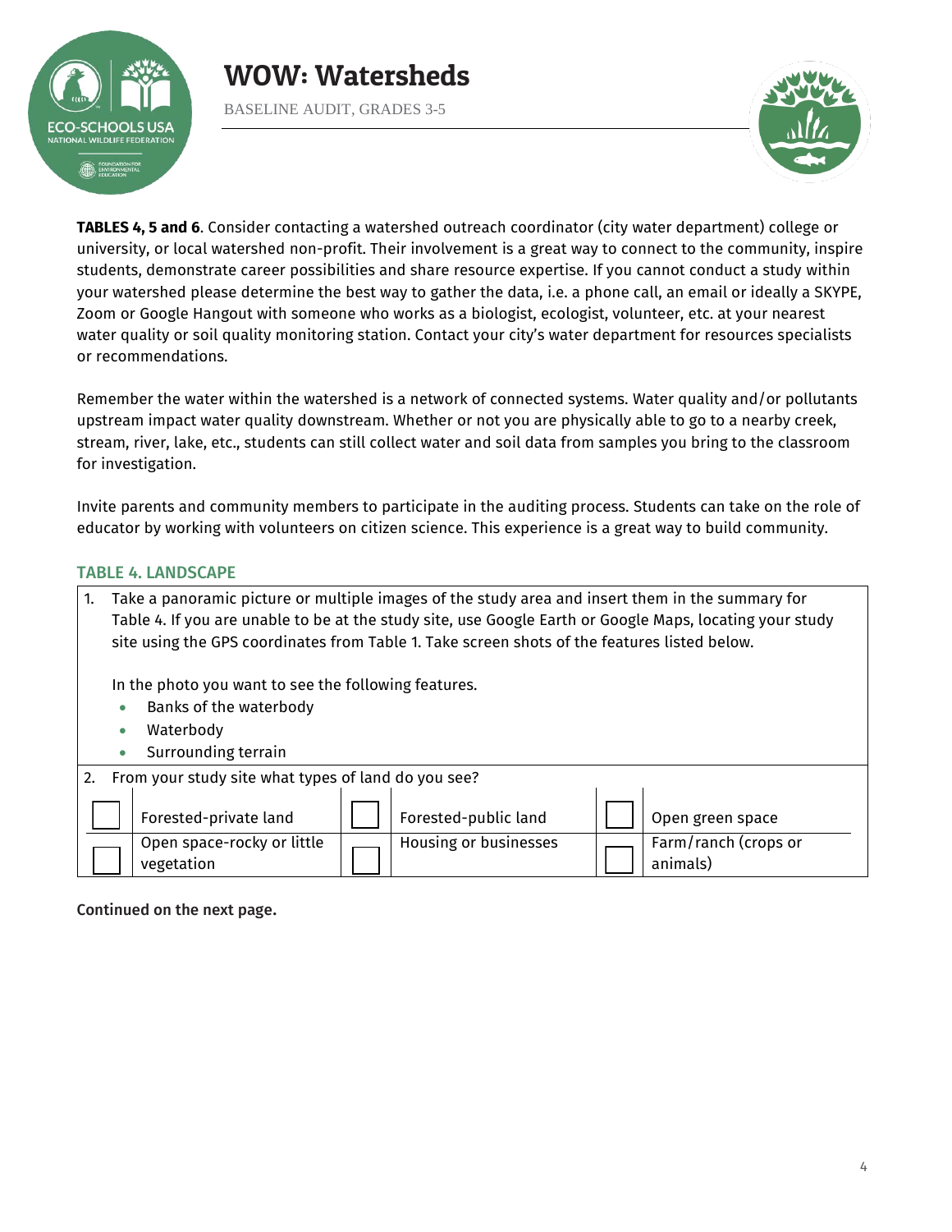**TABLES 4, 5 and 6**. Consider contacting a watershed outreach coordinator (city water department) college or university, or local watershed non-profit. Their involvement is a great way to connect to the community, inspire students, demonstrate career possibilities and share resource expertise. If you cannot conduct a study within your watershed please determine the best way to gather the data, i.e. a phone call, an email or ideally a SKYPE, Zoom or Google Hangout with someone who works as a biologist, ecologist, volunteer, etc. at your nearest water quality or soil quality monitoring station. Contact your city's water department for resources specialists or recommendations.

Remember the water within the watershed is a network of connected systems. Water quality and/or pollutants upstream impact water quality downstream. Whether or not you are physically able to go to a nearby creek, stream, river, lake, etc., students can still collect water and soil data from samples you bring to the classroom for investigation.

Invite parents and community members to participate in the auditing process. Students can take on the role of educator by working with volunteers on citizen science. This experience is a great way to build community.

### TABLE 4. LANDSCAPE

1. Take a panoramic picture or multiple images of the study area and insert them in the summary for Table 4. If you are unable to be at the study site, use Google Earth or Google Maps, locating your study site using the GPS coordinates from Table 1. Take screen shots of the features listed below.

   In the photo you want to see the following features.
   - Banks of the waterbody
   - Waterbody
   - Surrounding terrain

2. From your study site what types of land do you see?

| ☐ | Forested-private land | ☐ | Forested-public land | ☐ | Open green space |
|---|---|---|---|---|---|
| ☐ | Open space-rocky or little vegetation | ☐ | Housing or businesses | ☐ | Farm/ranch (crops or animals) |

**Continued on the next page.**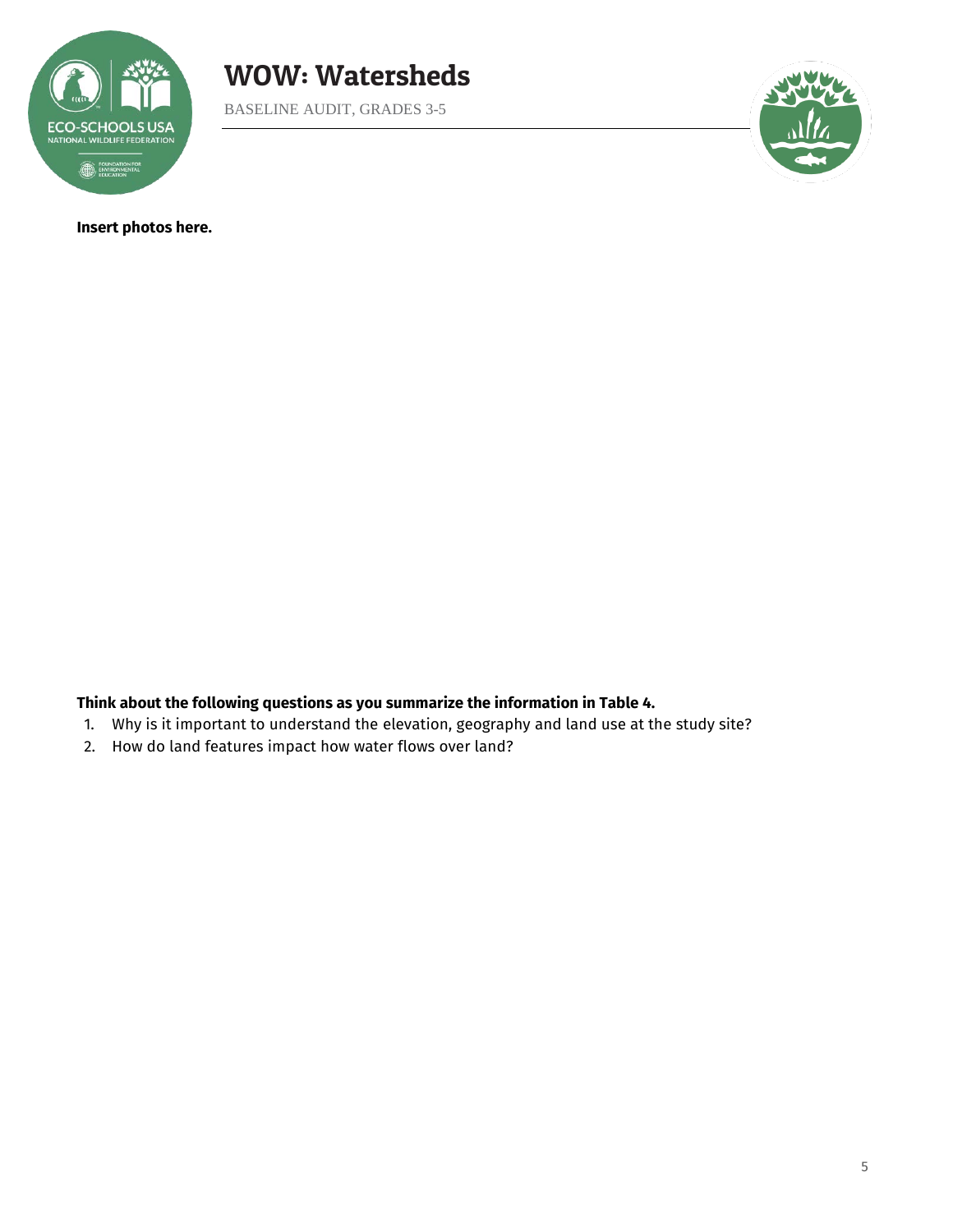**Insert photos here.**

**Think about the following questions as you summarize the information in Table 4.**

1. Why is it important to understand the elevation, geography and land use at the study site?
2. How do land features impact how water flows over land?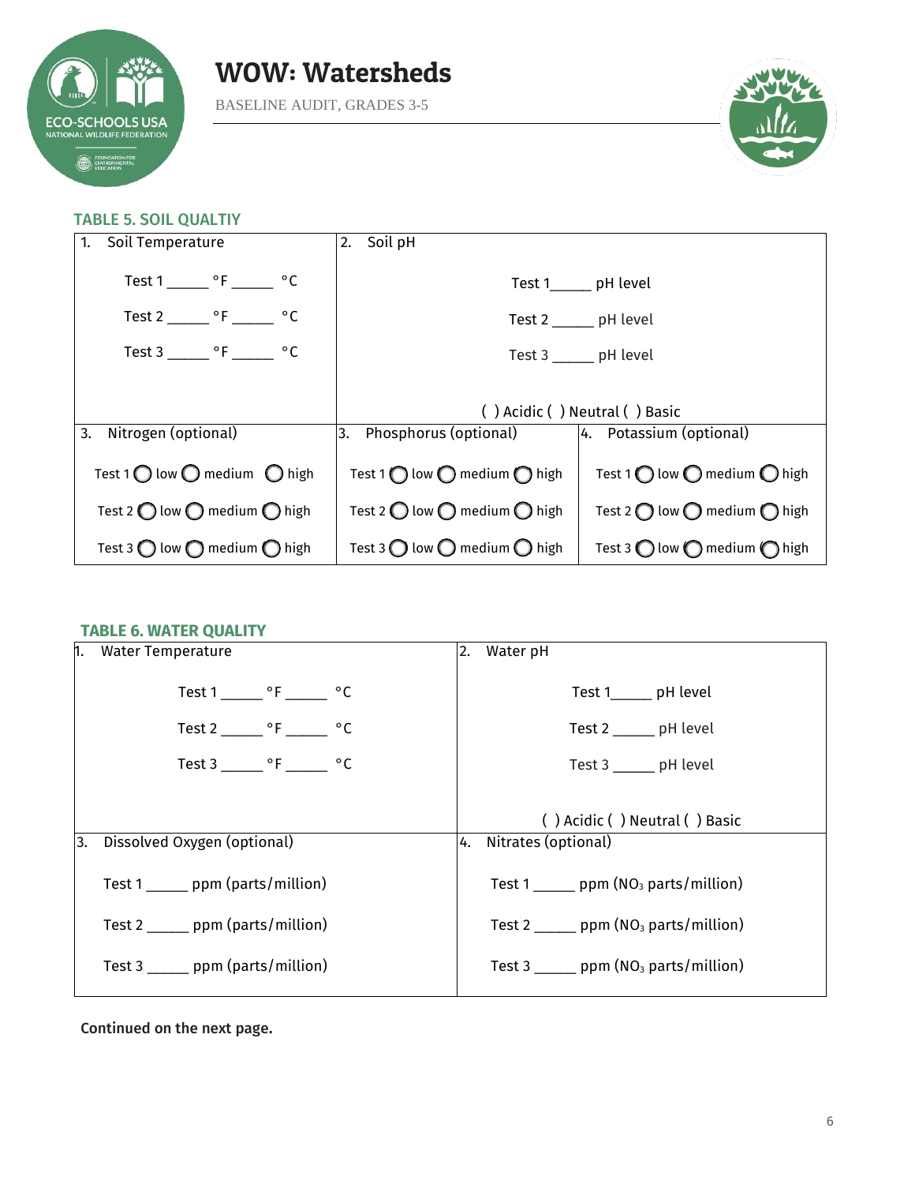# WOW: Watersheds

BASELINE AUDIT, GRADES 3-5

### TABLE 5. SOIL QUALTIY

| 1. Soil Temperature | | 2. Soil pH |
|---|---|---|
| Test 1 _____ °F _____ °C<br>Test 2 _____ °F _____ °C<br>Test 3 _____ °F _____ °C | | Test 1_____ pH level<br>Test 2 _____ pH level<br>Test 3 _____ pH level<br><br>( ) Acidic ( ) Neutral ( ) Basic |
| 3. Nitrogen (optional) | 3. Phosphorus (optional) | 4. Potassium (optional) |
| Test 1 ◯ low ◯ medium ◯ high<br>Test 2 ◯ low ◯ medium ◯ high<br>Test 3 ◯ low ◯ medium ◯ high | Test 1 ◯ low ◯ medium ◯ high<br>Test 2 ◯ low ◯ medium ◯ high<br>Test 3 ◯ low ◯ medium ◯ high | Test 1 ◯ low ◯ medium ◯ high<br>Test 2 ◯ low ◯ medium ◯ high<br>Test 3 ◯ low ◯ medium ◯ high |

### TABLE 6. WATER QUALITY

| 1. Water Temperature | 2. Water pH |
|---|---|
| Test 1 _____ °F _____ °C<br>Test 2 _____ °F _____ °C<br>Test 3 _____ °F _____ °C | Test 1_____ pH level<br>Test 2 _____ pH level<br>Test 3 _____ pH level<br><br>( ) Acidic ( ) Neutral ( ) Basic |
| 3. Dissolved Oxygen (optional) | 4. Nitrates (optional) |
| Test 1 _____ ppm (parts/million)<br>Test 2 _____ ppm (parts/million)<br>Test 3 _____ ppm (parts/million) | Test 1 _____ ppm ($NO_3$ parts/million)<br>Test 2 _____ ppm ($NO_3$ parts/million)<br>Test 3 _____ ppm ($NO_3$ parts/million) |

**Continued on the next page.**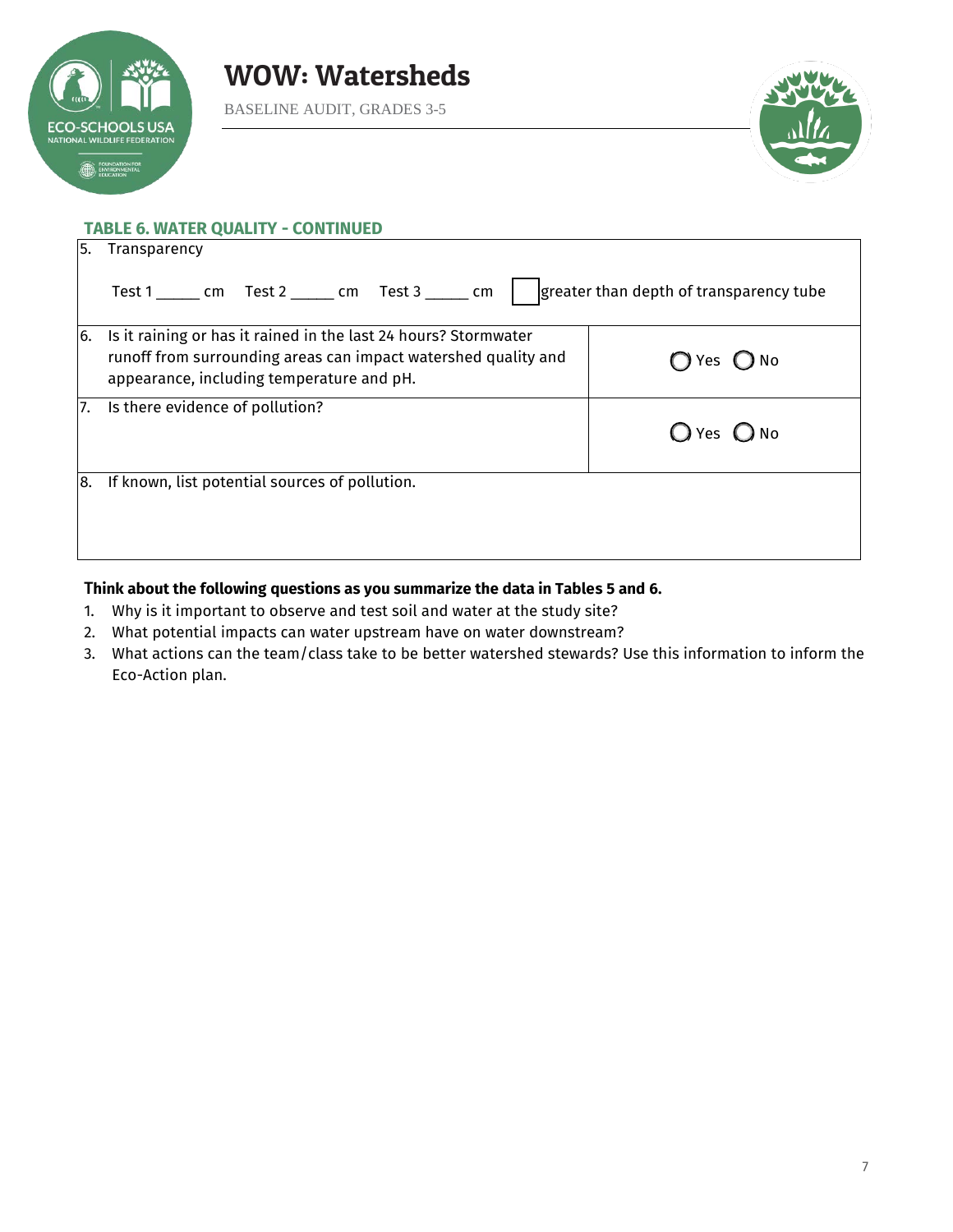## TABLE 6. WATER QUALITY - CONTINUED

| | |
|---|---|
| 5. Transparency<br><br>Test 1 _____ cm  Test 2 _____ cm  Test 3 _____ cm  ☐ greater than depth of transparency tube | |
| 6. Is it raining or has it rained in the last 24 hours? Stormwater runoff from surrounding areas can impact watershed quality and appearance, including temperature and pH. | ◯ Yes ◯ No |
| 7. Is there evidence of pollution? | ◯ Yes ◯ No |
| 8. If known, list potential sources of pollution. | |

**Think about the following questions as you summarize the data in Tables 5 and 6.**

1. Why is it important to observe and test soil and water at the study site?
2. What potential impacts can water upstream have on water downstream?
3. What actions can the team/class take to be better watershed stewards? Use this information to inform the Eco-Action plan.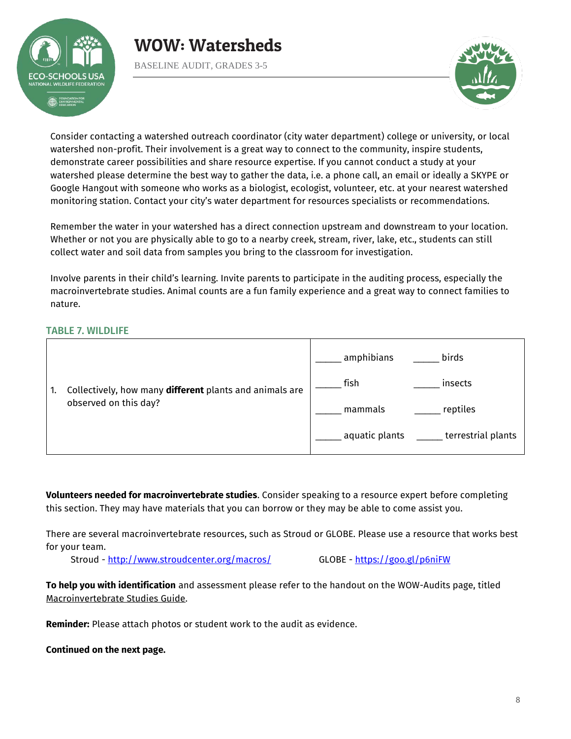Consider contacting a watershed outreach coordinator (city water department) college or university, or local watershed non-profit. Their involvement is a great way to connect to the community, inspire students, demonstrate career possibilities and share resource expertise. If you cannot conduct a study at your watershed please determine the best way to gather the data, i.e. a phone call, an email or ideally a SKYPE or Google Hangout with someone who works as a biologist, ecologist, volunteer, etc. at your nearest watershed monitoring station. Contact your city's water department for resources specialists or recommendations.

Remember the water in your watershed has a direct connection upstream and downstream to your location. Whether or not you are physically able to go to a nearby creek, stream, river, lake, etc., students can still collect water and soil data from samples you bring to the classroom for investigation.

Involve parents in their child's learning. Invite parents to participate in the auditing process, especially the macroinvertebrate studies. Animal counts are a fun family experience and a great way to connect families to nature.

### TABLE 7. WILDLIFE

| | | |
|---|---|---|
| 1. Collectively, how many **different** plants and animals are observed on this day? | _____ amphibians | _____ birds |
| | _____ fish | _____ insects |
| | _____ mammals | _____ reptiles |
| | _____ aquatic plants | _____ terrestrial plants |

**Volunteers needed for macroinvertebrate studies**. Consider speaking to a resource expert before completing this section. They may have materials that you can borrow or they may be able to come assist you.

There are several macroinvertebrate resources, such as Stroud or GLOBE. Please use a resource that works best for your team.

Stroud - http://www.stroudcenter.org/macros/ GLOBE - https://goo.gl/p6niFW

**To help you with identification** and assessment please refer to the handout on the WOW-Audits page, titled Macroinvertebrate Studies Guide.

**Reminder:** Please attach photos or student work to the audit as evidence.

**Continued on the next page.**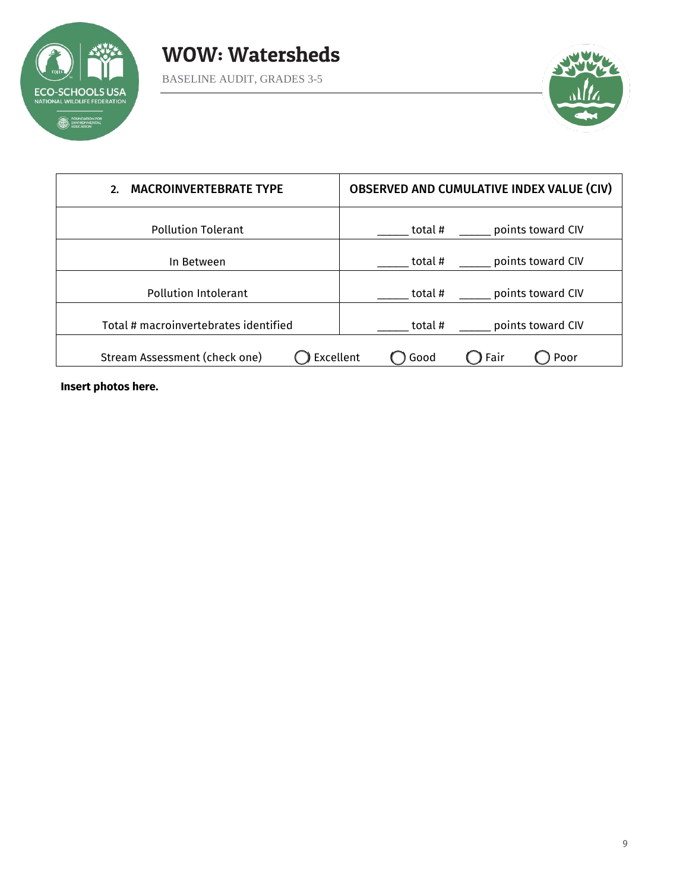| 2. **MACROINVERTEBRATE TYPE** | **OBSERVED AND CUMULATIVE INDEX VALUE (CIV)** | | | |
|---|---|---|---|---|
| Pollution Tolerant | _____ total # _____ points toward CIV | | | |
| In Between | _____ total # _____ points toward CIV | | | |
| Pollution Intolerant | _____ total # _____ points toward CIV | | | |
| Total # macroinvertebrates identified | _____ total # _____ points toward CIV | | | |
| Stream Assessment (check one) | ◯ Excellent | ◯ Good | ◯ Fair | ◯ Poor |

**Insert photos here.**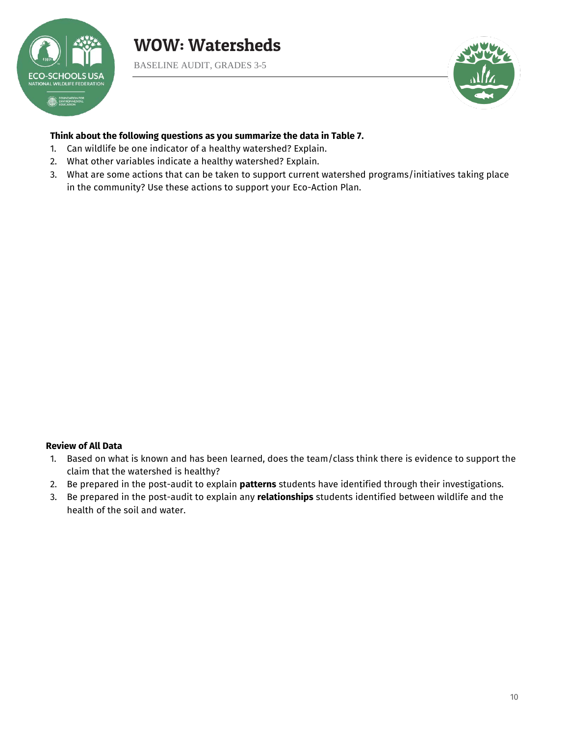**Think about the following questions as you summarize the data in Table 7.**

1. Can wildlife be one indicator of a healthy watershed? Explain.
2. What other variables indicate a healthy watershed? Explain.
3. What are some actions that can be taken to support current watershed programs/initiatives taking place in the community? Use these actions to support your Eco-Action Plan.

**Review of All Data**

1. Based on what is known and has been learned, does the team/class think there is evidence to support the claim that the watershed is healthy?
2. Be prepared in the post-audit to explain **patterns** students have identified through their investigations.
3. Be prepared in the post-audit to explain any **relationships** students identified between wildlife and the health of the soil and water.